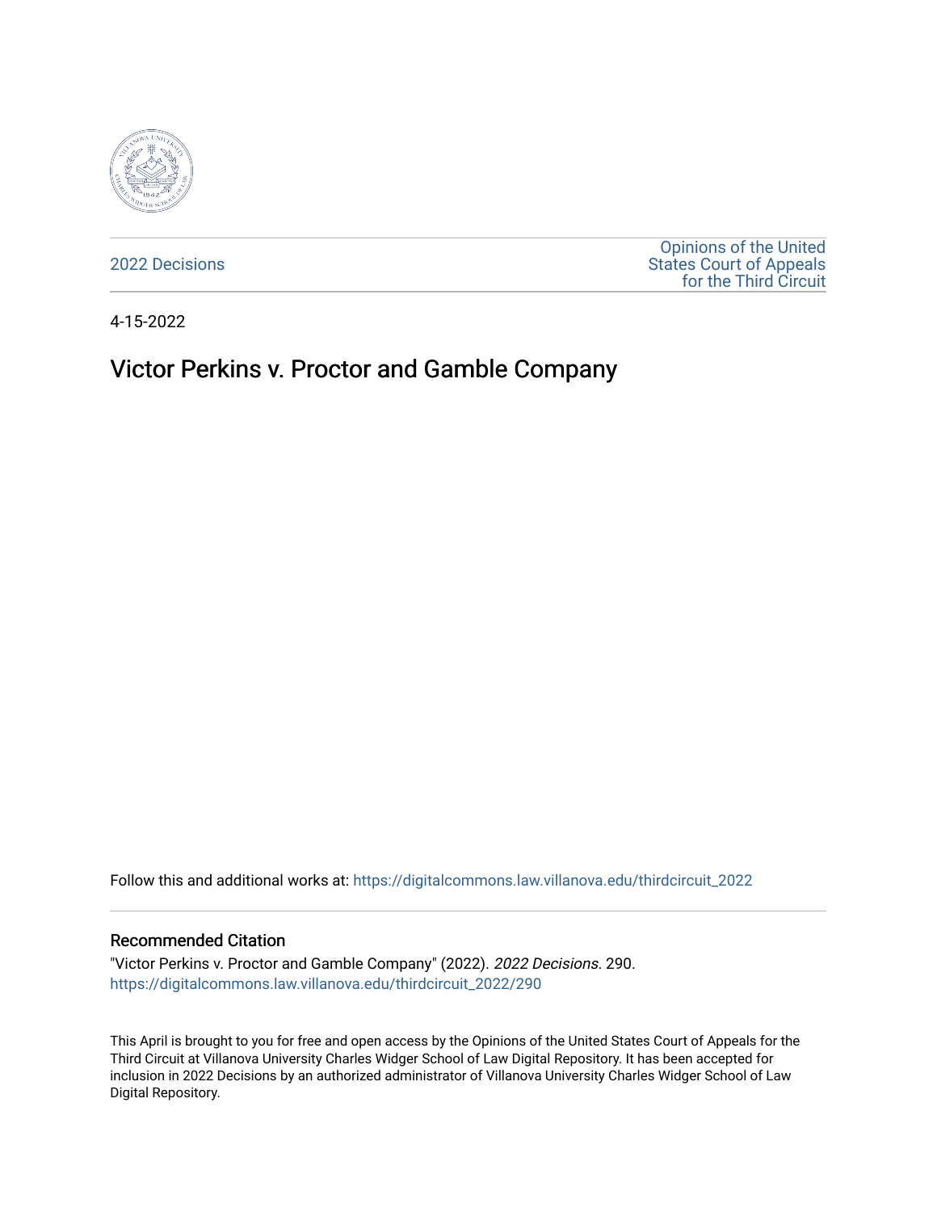2022 Decisions

Opinions of the United States Court of Appeals for the Third Circuit

4-15-2022

# Victor Perkins v. Proctor and Gamble Company

Follow this and additional works at: https://digitalcommons.law.villanova.edu/thirdcircuit_2022

## Recommended Citation

"Victor Perkins v. Proctor and Gamble Company" (2022). *2022 Decisions*. 290.
https://digitalcommons.law.villanova.edu/thirdcircuit_2022/290

This April is brought to you for free and open access by the Opinions of the United States Court of Appeals for the Third Circuit at Villanova University Charles Widger School of Law Digital Repository. It has been accepted for inclusion in 2022 Decisions by an authorized administrator of Villanova University Charles Widger School of Law Digital Repository.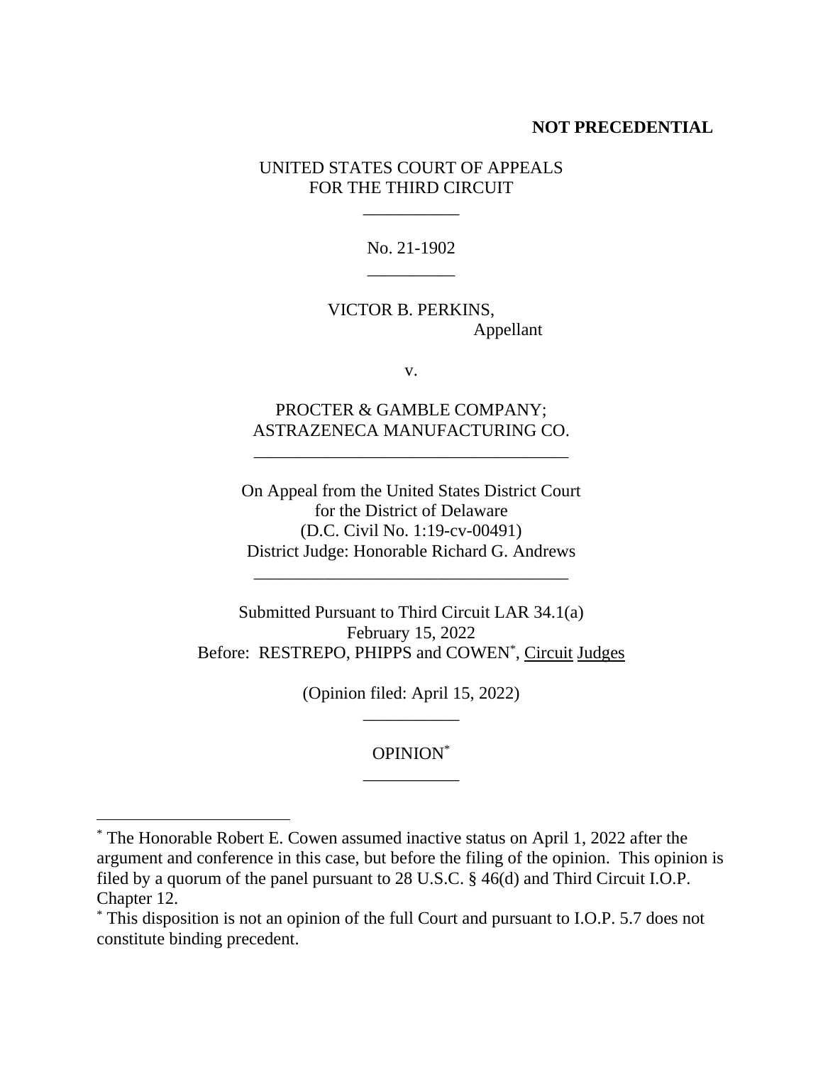**NOT PRECEDENTIAL**

UNITED STATES COURT OF APPEALS
FOR THE THIRD CIRCUIT

\_\_\_\_\_\_\_\_\_\_\_

No. 21-1902

\_\_\_\_\_\_\_\_\_\_

VICTOR B. PERKINS,
Appellant

v.

PROCTER & GAMBLE COMPANY;
ASTRAZENECA MANUFACTURING CO.

\_\_\_\_\_\_\_\_\_\_\_\_\_\_\_\_\_\_\_\_\_\_\_\_\_\_\_\_\_\_\_\_\_\_\_\_

On Appeal from the United States District Court
for the District of Delaware
(D.C. Civil No. 1:19-cv-00491)
District Judge: Honorable Richard G. Andrews

\_\_\_\_\_\_\_\_\_\_\_\_\_\_\_\_\_\_\_\_\_\_\_\_\_\_\_\_\_\_\_\_\_\_\_\_

Submitted Pursuant to Third Circuit LAR 34.1(a)
February 15, 2022
Before: RESTREPO, PHIPPS and COWEN[*], Circuit Judges

(Opinion filed: April 15, 2022)

\_\_\_\_\_\_\_\_\_\_\_

OPINION[*]

\_\_\_\_\_\_\_\_\_\_\_

---

[*] The Honorable Robert E. Cowen assumed inactive status on April 1, 2022 after the argument and conference in this case, but before the filing of the opinion. This opinion is filed by a quorum of the panel pursuant to 28 U.S.C. § 46(d) and Third Circuit I.O.P. Chapter 12.

[*] This disposition is not an opinion of the full Court and pursuant to I.O.P. 5.7 does not constitute binding precedent.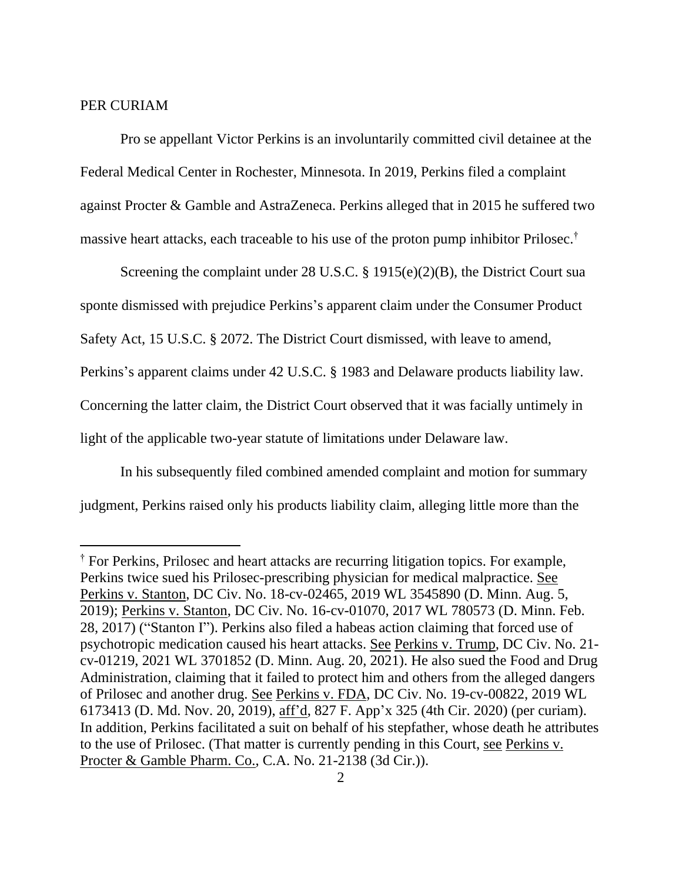PER CURIAM

Pro se appellant Victor Perkins is an involuntarily committed civil detainee at the Federal Medical Center in Rochester, Minnesota. In 2019, Perkins filed a complaint against Procter & Gamble and AstraZeneca. Perkins alleged that in 2015 he suffered two massive heart attacks, each traceable to his use of the proton pump inhibitor Prilosec.†

Screening the complaint under 28 U.S.C. § 1915(e)(2)(B), the District Court sua sponte dismissed with prejudice Perkins's apparent claim under the Consumer Product Safety Act, 15 U.S.C. § 2072. The District Court dismissed, with leave to amend, Perkins's apparent claims under 42 U.S.C. § 1983 and Delaware products liability law. Concerning the latter claim, the District Court observed that it was facially untimely in light of the applicable two-year statute of limitations under Delaware law.

In his subsequently filed combined amended complaint and motion for summary judgment, Perkins raised only his products liability claim, alleging little more than the

---

† For Perkins, Prilosec and heart attacks are recurring litigation topics. For example, Perkins twice sued his Prilosec-prescribing physician for medical malpractice. See Perkins v. Stanton, DC Civ. No. 18-cv-02465, 2019 WL 3545890 (D. Minn. Aug. 5, 2019); Perkins v. Stanton, DC Civ. No. 16-cv-01070, 2017 WL 780573 (D. Minn. Feb. 28, 2017) ("Stanton I"). Perkins also filed a habeas action claiming that forced use of psychotropic medication caused his heart attacks. See Perkins v. Trump, DC Civ. No. 21-cv-01219, 2021 WL 3701852 (D. Minn. Aug. 20, 2021). He also sued the Food and Drug Administration, claiming that it failed to protect him and others from the alleged dangers of Prilosec and another drug. See Perkins v. FDA, DC Civ. No. 19-cv-00822, 2019 WL 6173413 (D. Md. Nov. 20, 2019), aff'd, 827 F. App'x 325 (4th Cir. 2020) (per curiam). In addition, Perkins facilitated a suit on behalf of his stepfather, whose death he attributes to the use of Prilosec. (That matter is currently pending in this Court, see Perkins v. Procter & Gamble Pharm. Co., C.A. No. 21-2138 (3d Cir.)).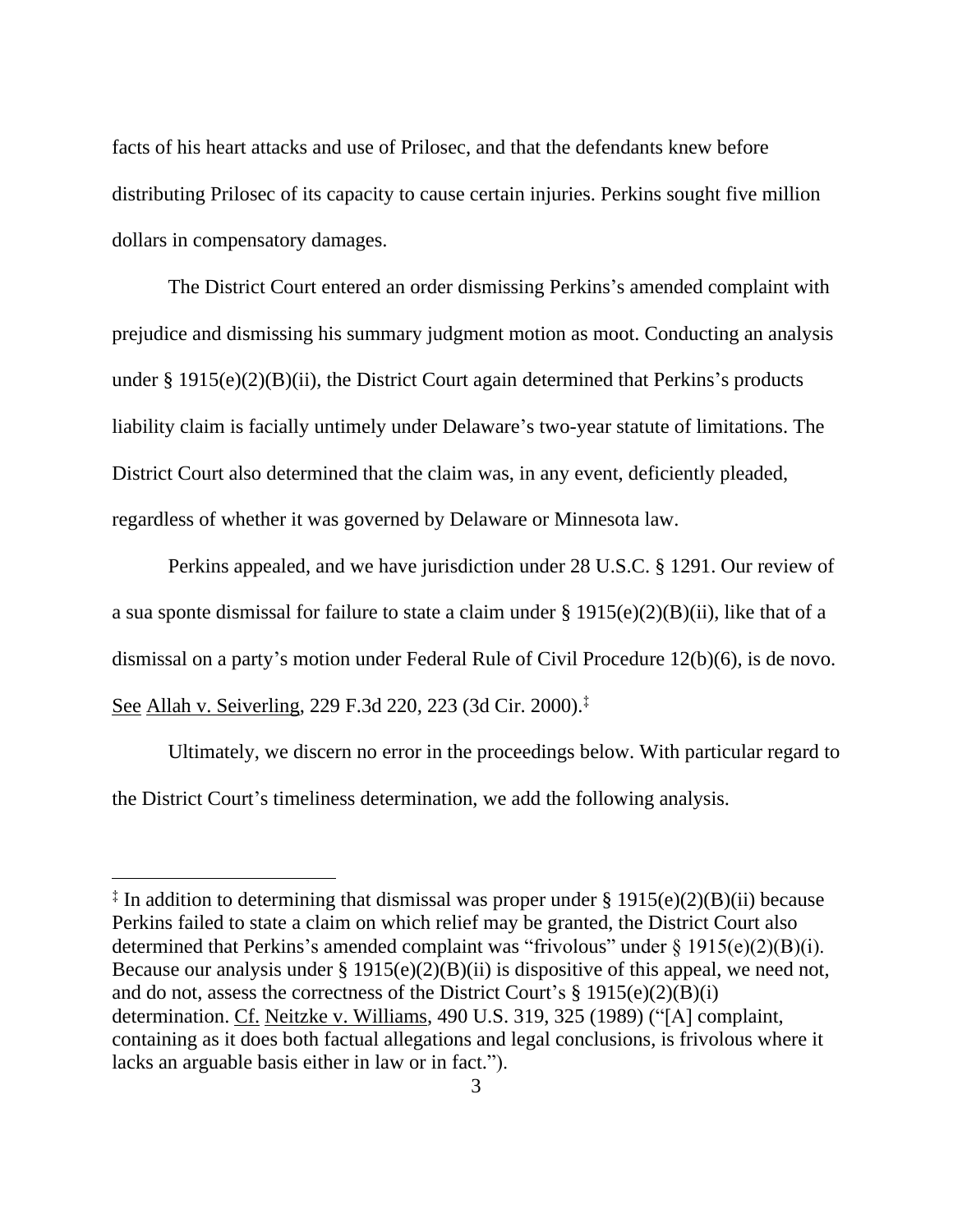facts of his heart attacks and use of Prilosec, and that the defendants knew before distributing Prilosec of its capacity to cause certain injuries. Perkins sought five million dollars in compensatory damages.

The District Court entered an order dismissing Perkins's amended complaint with prejudice and dismissing his summary judgment motion as moot. Conducting an analysis under § 1915(e)(2)(B)(ii), the District Court again determined that Perkins's products liability claim is facially untimely under Delaware's two-year statute of limitations. The District Court also determined that the claim was, in any event, deficiently pleaded, regardless of whether it was governed by Delaware or Minnesota law.

Perkins appealed, and we have jurisdiction under 28 U.S.C. § 1291. Our review of a sua sponte dismissal for failure to state a claim under § 1915(e)(2)(B)(ii), like that of a dismissal on a party's motion under Federal Rule of Civil Procedure 12(b)(6), is de novo. See Allah v. Seiverling, 229 F.3d 220, 223 (3d Cir. 2000).‡

Ultimately, we discern no error in the proceedings below. With particular regard to the District Court's timeliness determination, we add the following analysis.

---

‡ In addition to determining that dismissal was proper under § 1915(e)(2)(B)(ii) because Perkins failed to state a claim on which relief may be granted, the District Court also determined that Perkins's amended complaint was "frivolous" under § 1915(e)(2)(B)(i). Because our analysis under § 1915(e)(2)(B)(ii) is dispositive of this appeal, we need not, and do not, assess the correctness of the District Court's § 1915(e)(2)(B)(i) determination. Cf. Neitzke v. Williams, 490 U.S. 319, 325 (1989) ("[A] complaint, containing as it does both factual allegations and legal conclusions, is frivolous where it lacks an arguable basis either in law or in fact.").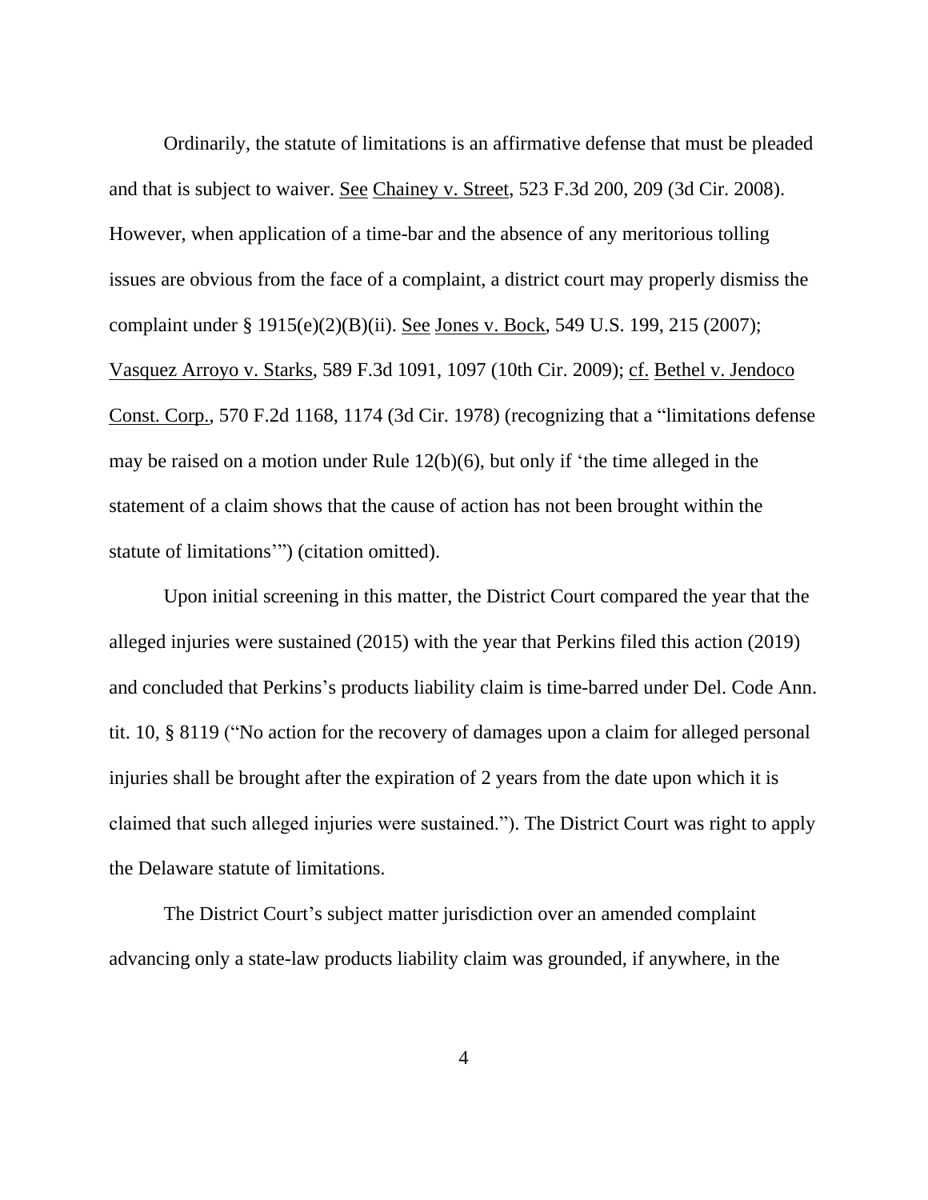Ordinarily, the statute of limitations is an affirmative defense that must be pleaded and that is subject to waiver. See Chainey v. Street, 523 F.3d 200, 209 (3d Cir. 2008). However, when application of a time-bar and the absence of any meritorious tolling issues are obvious from the face of a complaint, a district court may properly dismiss the complaint under § 1915(e)(2)(B)(ii). See Jones v. Bock, 549 U.S. 199, 215 (2007); Vasquez Arroyo v. Starks, 589 F.3d 1091, 1097 (10th Cir. 2009); cf. Bethel v. Jendoco Const. Corp., 570 F.2d 1168, 1174 (3d Cir. 1978) (recognizing that a "limitations defense may be raised on a motion under Rule 12(b)(6), but only if 'the time alleged in the statement of a claim shows that the cause of action has not been brought within the statute of limitations'") (citation omitted).

Upon initial screening in this matter, the District Court compared the year that the alleged injuries were sustained (2015) with the year that Perkins filed this action (2019) and concluded that Perkins's products liability claim is time-barred under Del. Code Ann. tit. 10, § 8119 ("No action for the recovery of damages upon a claim for alleged personal injuries shall be brought after the expiration of 2 years from the date upon which it is claimed that such alleged injuries were sustained."). The District Court was right to apply the Delaware statute of limitations.

The District Court's subject matter jurisdiction over an amended complaint advancing only a state-law products liability claim was grounded, if anywhere, in the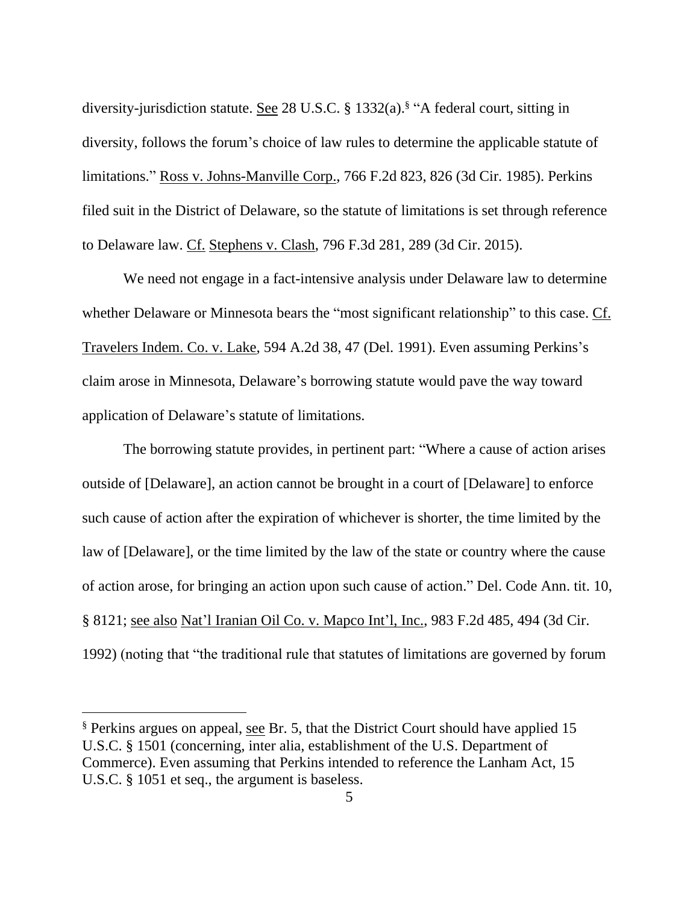diversity-jurisdiction statute. See 28 U.S.C. § 1332(a).[§] "A federal court, sitting in diversity, follows the forum's choice of law rules to determine the applicable statute of limitations." Ross v. Johns-Manville Corp., 766 F.2d 823, 826 (3d Cir. 1985). Perkins filed suit in the District of Delaware, so the statute of limitations is set through reference to Delaware law. Cf. Stephens v. Clash, 796 F.3d 281, 289 (3d Cir. 2015).

We need not engage in a fact-intensive analysis under Delaware law to determine whether Delaware or Minnesota bears the "most significant relationship" to this case. Cf. Travelers Indem. Co. v. Lake, 594 A.2d 38, 47 (Del. 1991). Even assuming Perkins's claim arose in Minnesota, Delaware's borrowing statute would pave the way toward application of Delaware's statute of limitations.

The borrowing statute provides, in pertinent part: "Where a cause of action arises outside of [Delaware], an action cannot be brought in a court of [Delaware] to enforce such cause of action after the expiration of whichever is shorter, the time limited by the law of [Delaware], or the time limited by the law of the state or country where the cause of action arose, for bringing an action upon such cause of action." Del. Code Ann. tit. 10, § 8121; see also Nat'l Iranian Oil Co. v. Mapco Int'l, Inc., 983 F.2d 485, 494 (3d Cir. 1992) (noting that "the traditional rule that statutes of limitations are governed by forum

---

[§] Perkins argues on appeal, see Br. 5, that the District Court should have applied 15 U.S.C. § 1501 (concerning, inter alia, establishment of the U.S. Department of Commerce). Even assuming that Perkins intended to reference the Lanham Act, 15 U.S.C. § 1051 et seq., the argument is baseless.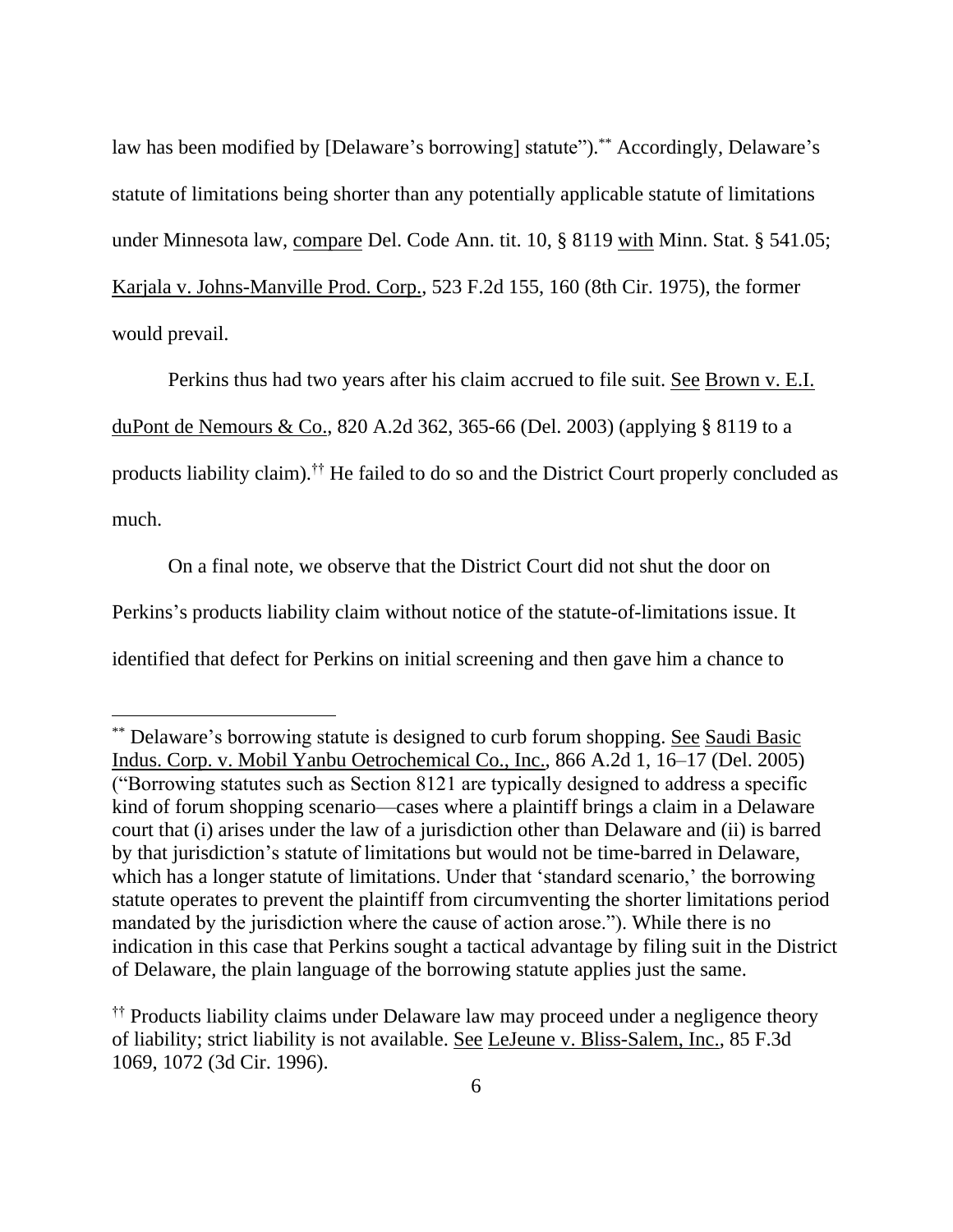law has been modified by [Delaware's borrowing] statute").[**] Accordingly, Delaware's statute of limitations being shorter than any potentially applicable statute of limitations under Minnesota law, compare Del. Code Ann. tit. 10, § 8119 with Minn. Stat. § 541.05; Karjala v. Johns-Manville Prod. Corp., 523 F.2d 155, 160 (8th Cir. 1975), the former would prevail.

Perkins thus had two years after his claim accrued to file suit. See Brown v. E.I. duPont de Nemours & Co., 820 A.2d 362, 365-66 (Del. 2003) (applying § 8119 to a products liability claim).[††] He failed to do so and the District Court properly concluded as much.

On a final note, we observe that the District Court did not shut the door on Perkins's products liability claim without notice of the statute-of-limitations issue. It identified that defect for Perkins on initial screening and then gave him a chance to

---

[**] Delaware's borrowing statute is designed to curb forum shopping. See Saudi Basic Indus. Corp. v. Mobil Yanbu Oetrochemical Co., Inc., 866 A.2d 1, 16–17 (Del. 2005) ("Borrowing statutes such as Section 8121 are typically designed to address a specific kind of forum shopping scenario—cases where a plaintiff brings a claim in a Delaware court that (i) arises under the law of a jurisdiction other than Delaware and (ii) is barred by that jurisdiction's statute of limitations but would not be time-barred in Delaware, which has a longer statute of limitations. Under that 'standard scenario,' the borrowing statute operates to prevent the plaintiff from circumventing the shorter limitations period mandated by the jurisdiction where the cause of action arose."). While there is no indication in this case that Perkins sought a tactical advantage by filing suit in the District of Delaware, the plain language of the borrowing statute applies just the same.

[††] Products liability claims under Delaware law may proceed under a negligence theory of liability; strict liability is not available. See LeJeune v. Bliss-Salem, Inc., 85 F.3d 1069, 1072 (3d Cir. 1996).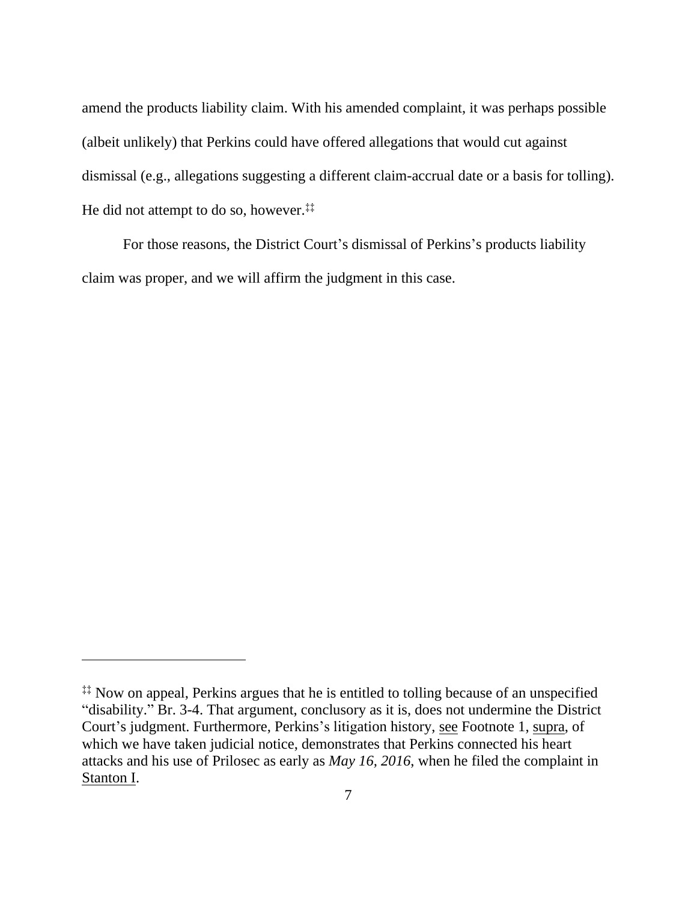amend the products liability claim. With his amended complaint, it was perhaps possible (albeit unlikely) that Perkins could have offered allegations that would cut against dismissal (e.g., allegations suggesting a different claim-accrual date or a basis for tolling). He did not attempt to do so, however.[‡‡]

For those reasons, the District Court's dismissal of Perkins's products liability claim was proper, and we will affirm the judgment in this case.

---

[‡‡] Now on appeal, Perkins argues that he is entitled to tolling because of an unspecified "disability." Br. 3-4. That argument, conclusory as it is, does not undermine the District Court's judgment. Furthermore, Perkins's litigation history, see Footnote 1, supra, of which we have taken judicial notice, demonstrates that Perkins connected his heart attacks and his use of Prilosec as early as *May 16, 2016*, when he filed the complaint in Stanton I.